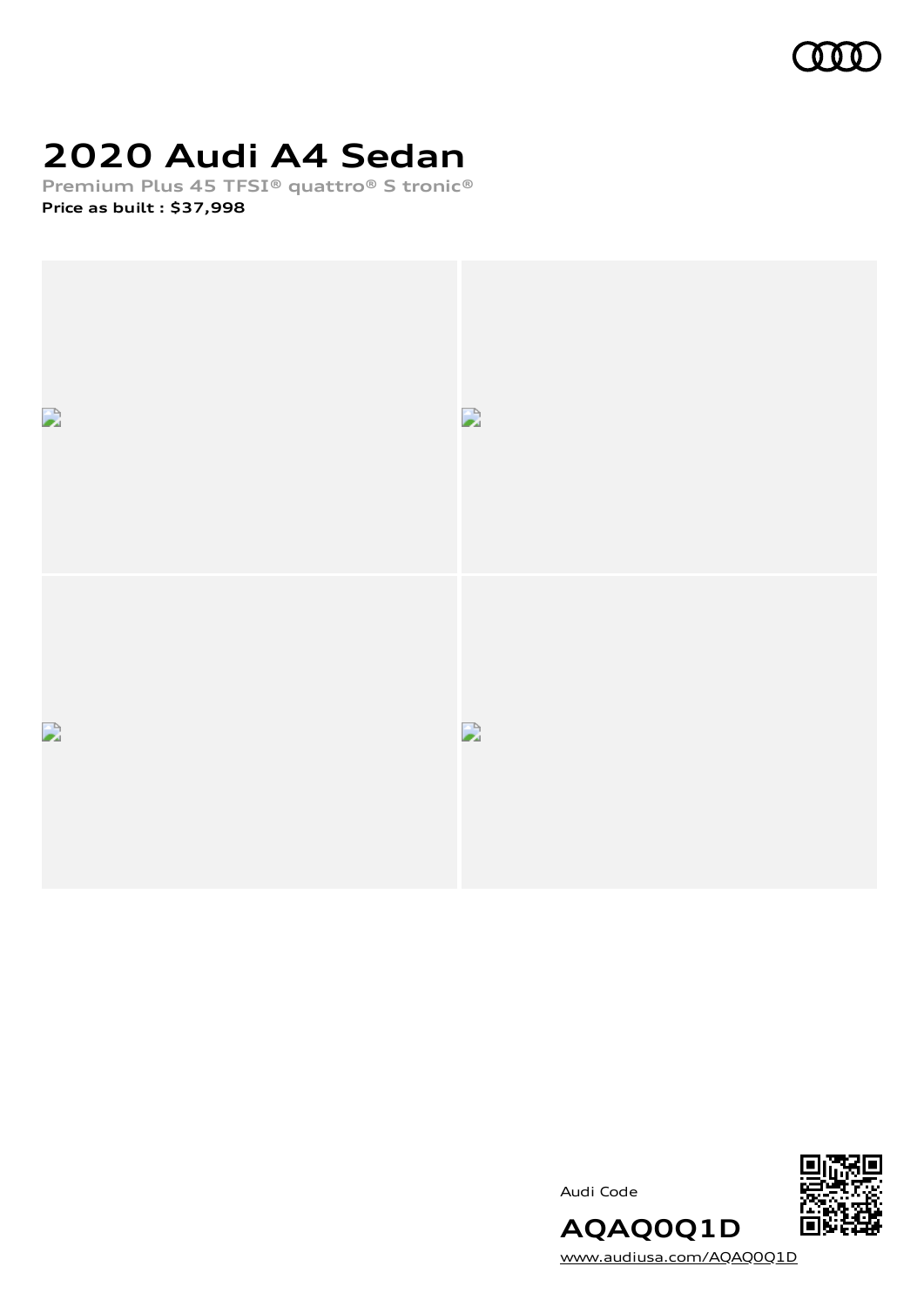# 2020 Audi A4 Sedan

Premium Plus 45 TFSI® quattro® S tronic®

**Price as built : $37,998**

Audi Code

**AQAQ0Q1D**

www.audiusa.com/AQAQ0Q1D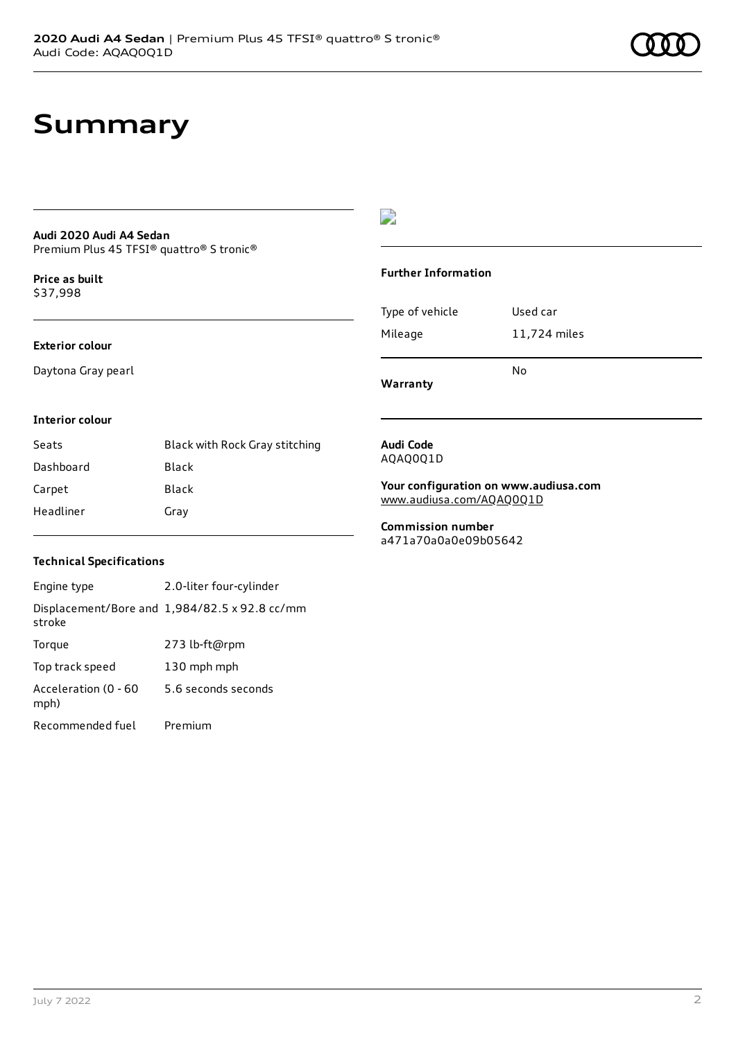# Summary

**Audi 2020 Audi A4 Sedan**
Premium Plus 45 TFSI® quattro® S tronic®

**Price as built**
$37,998

**Exterior colour**

Daytona Gray pearl

**Interior colour**

| Seats | Black with Rock Gray stitching |
|---|---|
| Dashboard | Black |
| Carpet | Black |
| Headliner | Gray |

**Technical Specifications**

| Engine type | 2.0-liter four-cylinder |
|---|---|
| Displacement/Bore and stroke | 1,984/82.5 x 92.8 cc/mm |
| Torque | 273 lb-ft@rpm |
| Top track speed | 130 mph mph |
| Acceleration (0 - 60 mph) | 5.6 seconds seconds |
| Recommended fuel | Premium |

**Further Information**

| Type of vehicle | Used car |
|---|---|
| Mileage | 11,724 miles |
| **Warranty** | No |

**Audi Code**
AQAQ0Q1D

**Your configuration on www.audiusa.com**
www.audiusa.com/AQAQ0Q1D

**Commission number**
a471a70a0a0e09b05642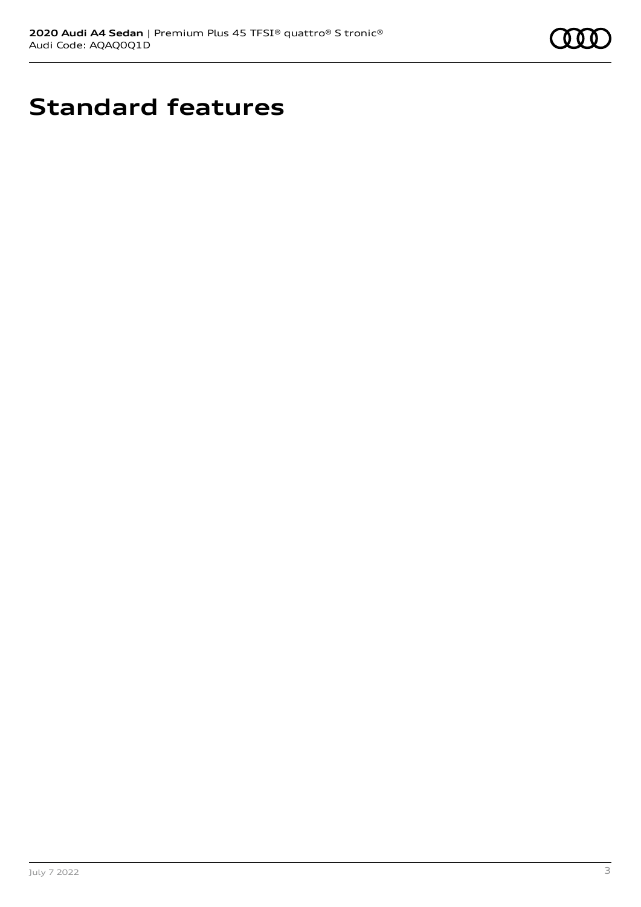# Standard features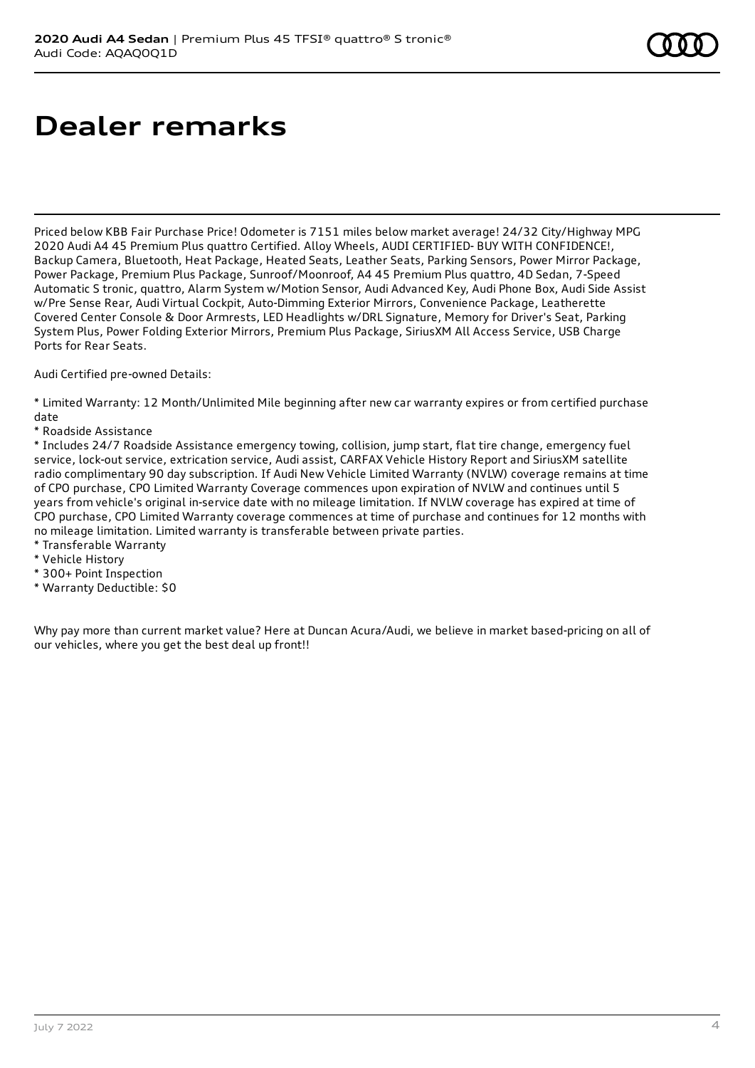# Dealer remarks

Priced below KBB Fair Purchase Price! Odometer is 7151 miles below market average! 24/32 City/Highway MPG 2020 Audi A4 45 Premium Plus quattro Certified. Alloy Wheels, AUDI CERTIFIED- BUY WITH CONFIDENCE!, Backup Camera, Bluetooth, Heat Package, Heated Seats, Leather Seats, Parking Sensors, Power Mirror Package, Power Package, Premium Plus Package, Sunroof/Moonroof, A4 45 Premium Plus quattro, 4D Sedan, 7-Speed Automatic S tronic, quattro, Alarm System w/Motion Sensor, Audi Advanced Key, Audi Phone Box, Audi Side Assist w/Pre Sense Rear, Audi Virtual Cockpit, Auto-Dimming Exterior Mirrors, Convenience Package, Leatherette Covered Center Console & Door Armrests, LED Headlights w/DRL Signature, Memory for Driver's Seat, Parking System Plus, Power Folding Exterior Mirrors, Premium Plus Package, SiriusXM All Access Service, USB Charge Ports for Rear Seats.

Audi Certified pre-owned Details:

* Limited Warranty: 12 Month/Unlimited Mile beginning after new car warranty expires or from certified purchase date
* Roadside Assistance
* Includes 24/7 Roadside Assistance emergency towing, collision, jump start, flat tire change, emergency fuel service, lock-out service, extrication service, Audi assist, CARFAX Vehicle History Report and SiriusXM satellite radio complimentary 90 day subscription. If Audi New Vehicle Limited Warranty (NVLW) coverage remains at time of CPO purchase, CPO Limited Warranty Coverage commences upon expiration of NVLW and continues until 5 years from vehicle's original in-service date with no mileage limitation. If NVLW coverage has expired at time of CPO purchase, CPO Limited Warranty coverage commences at time of purchase and continues for 12 months with no mileage limitation. Limited warranty is transferable between private parties.
* Transferable Warranty
* Vehicle History
* 300+ Point Inspection
* Warranty Deductible: $0

Why pay more than current market value? Here at Duncan Acura/Audi, we believe in market based-pricing on all of our vehicles, where you get the best deal up front!!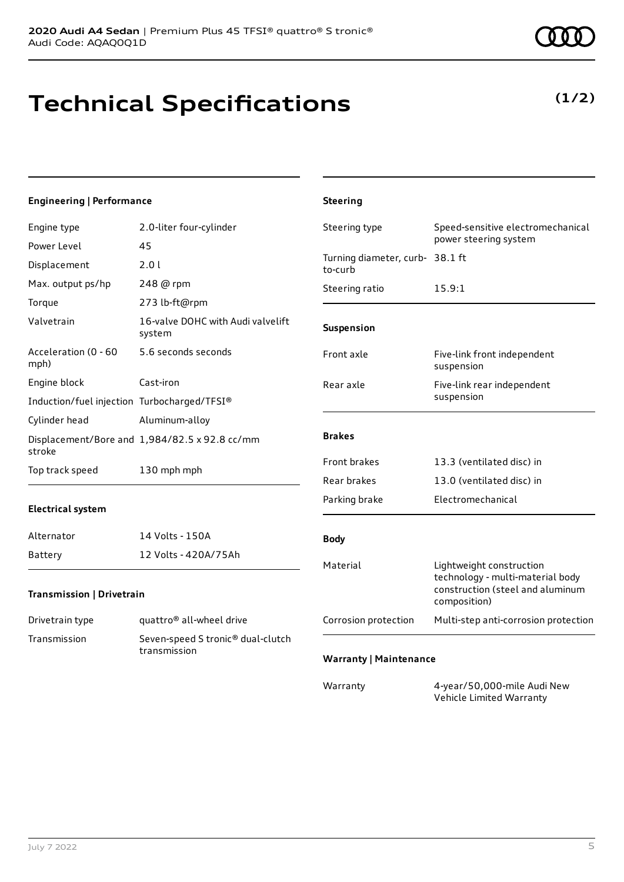**2020 Audi A4 Sedan** | Premium Plus 45 TFSI® quattro® S tronic®
Audi Code: AQAQ0Q1D

# Technical Specifications

**(1/2)**

### Engineering | Performance

| | |
|---|---|
| Engine type | 2.0-liter four-cylinder |
| Power Level | 45 |
| Displacement | 2.0 l |
| Max. output ps/hp | 248 @ rpm |
| Torque | 273 lb-ft@rpm |
| Valvetrain | 16-valve DOHC with Audi valvelift system |
| Acceleration (0 - 60 mph) | 5.6 seconds seconds |
| Engine block | Cast-iron |
| Induction/fuel injection | Turbocharged/TFSI® |
| Cylinder head | Aluminum-alloy |
| Displacement/Bore and stroke | 1,984/82.5 x 92.8 cc/mm |
| Top track speed | 130 mph mph |

### Electrical system

| | |
|---|---|
| Alternator | 14 Volts - 150A |
| Battery | 12 Volts - 420A/75Ah |

### Transmission | Drivetrain

| | |
|---|---|
| Drivetrain type | quattro® all-wheel drive |
| Transmission | Seven-speed S tronic® dual-clutch transmission |

### Steering

| | |
|---|---|
| Steering type | Speed-sensitive electromechanical power steering system |
| Turning diameter, curb-to-curb | 38.1 ft |
| Steering ratio | 15.9:1 |

### Suspension

| | |
|---|---|
| Front axle | Five-link front independent suspension |
| Rear axle | Five-link rear independent suspension |

### Brakes

| | |
|---|---|
| Front brakes | 13.3 (ventilated disc) in |
| Rear brakes | 13.0 (ventilated disc) in |
| Parking brake | Electromechanical |

### Body

| | |
|---|---|
| Material | Lightweight construction technology - multi-material body construction (steel and aluminum composition) |
| Corrosion protection | Multi-step anti-corrosion protection |

### Warranty | Maintenance

| | |
|---|---|
| Warranty | 4-year/50,000-mile Audi New Vehicle Limited Warranty |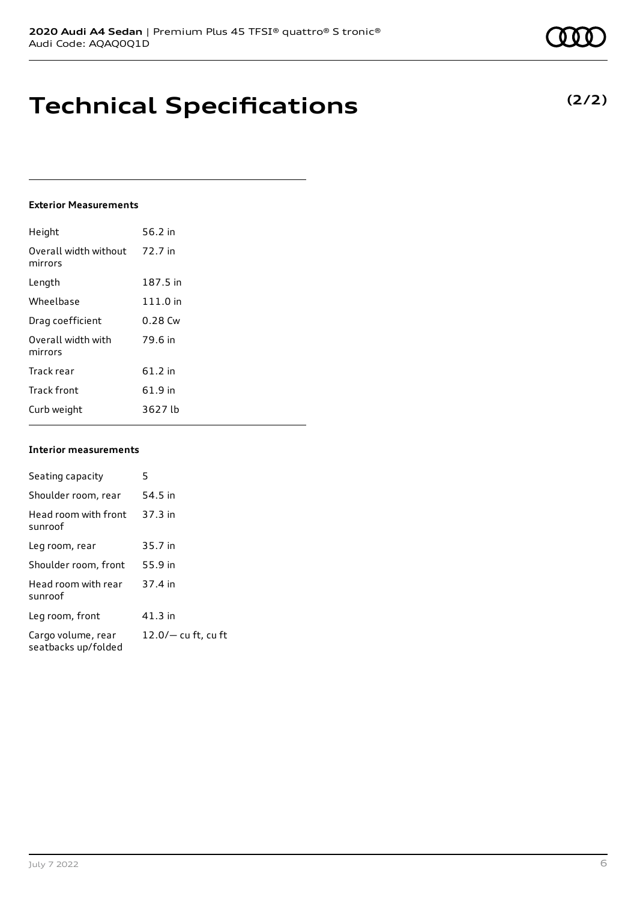# Technical Specifications

**(2/2)**

### Exterior Measurements

| | |
|---|---|
| Height | 56.2 in |
| Overall width without mirrors | 72.7 in |
| Length | 187.5 in |
| Wheelbase | 111.0 in |
| Drag coefficient | 0.28 Cw |
| Overall width with mirrors | 79.6 in |
| Track rear | 61.2 in |
| Track front | 61.9 in |
| Curb weight | 3627 lb |

### Interior measurements

| | |
|---|---|
| Seating capacity | 5 |
| Shoulder room, rear | 54.5 in |
| Head room with front sunroof | 37.3 in |
| Leg room, rear | 35.7 in |
| Shoulder room, front | 55.9 in |
| Head room with rear sunroof | 37.4 in |
| Leg room, front | 41.3 in |
| Cargo volume, rear seatbacks up/folded | 12.0/— cu ft, cu ft |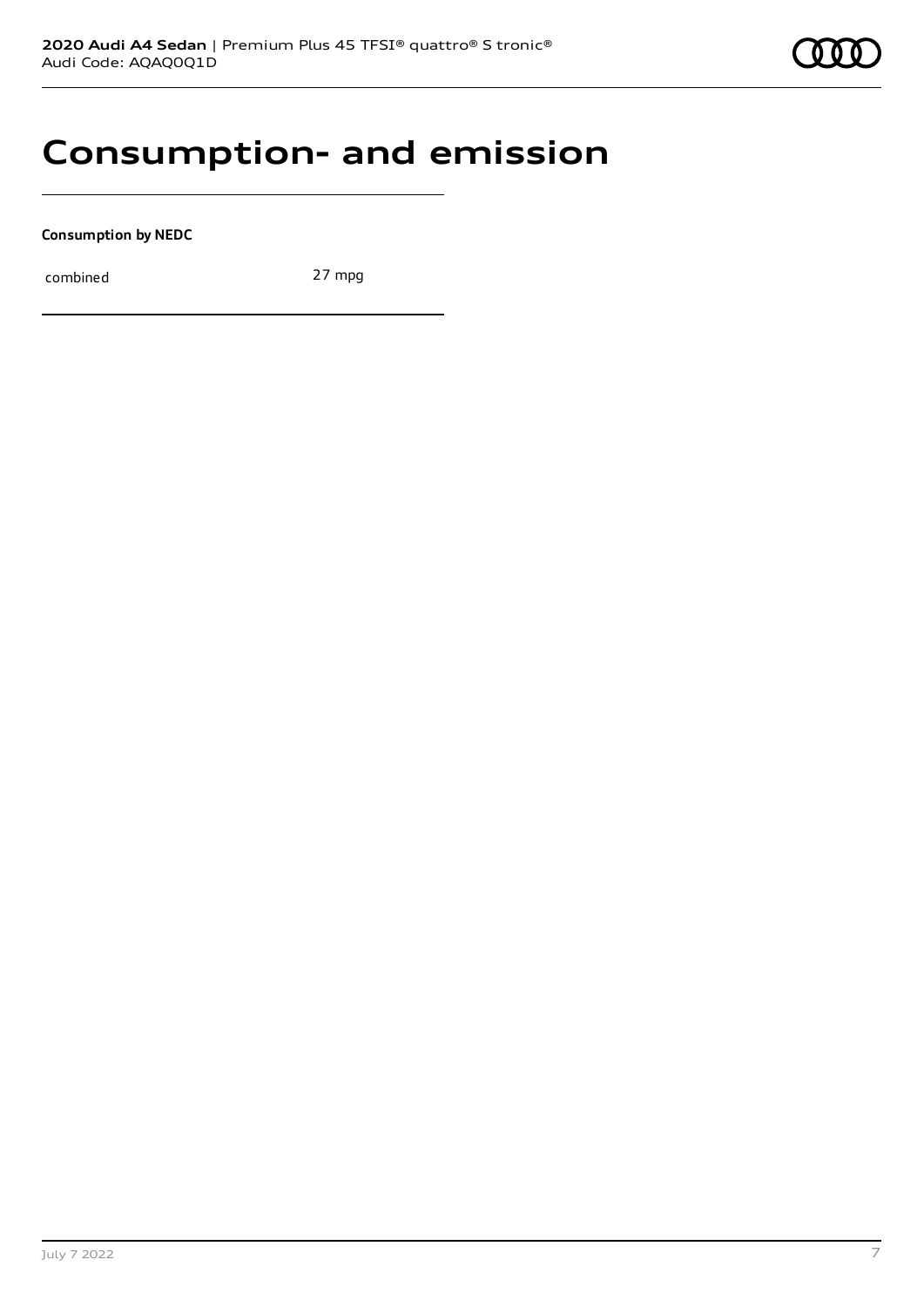# Consumption- and emission

**Consumption by NEDC**

| combined | 27 mpg |
| --- | --- |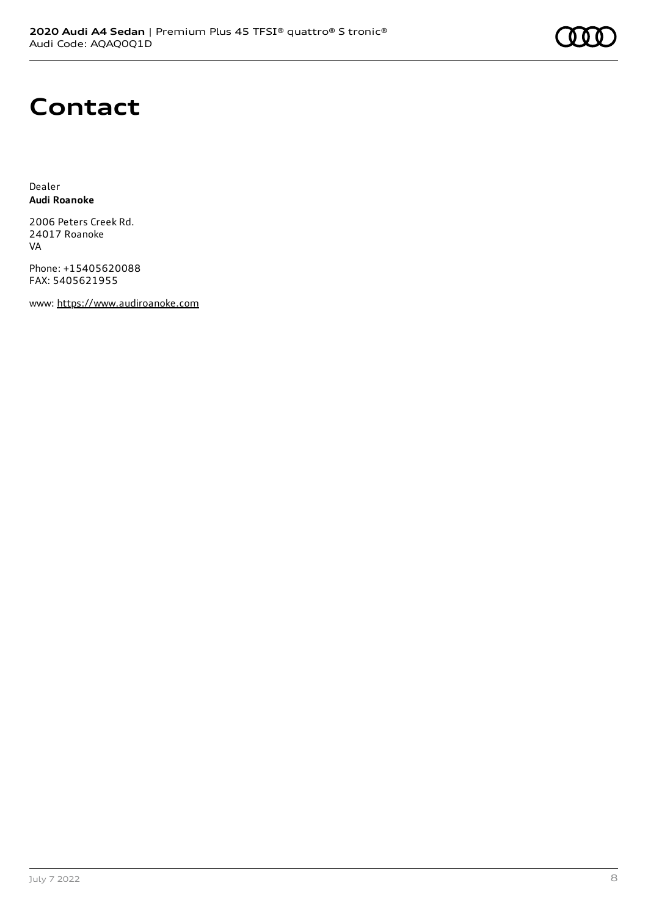# Contact

Dealer
**Audi Roanoke**

2006 Peters Creek Rd.
24017 Roanoke
VA

Phone: +15405620088
FAX: 5405621955

www: https://www.audiroanoke.com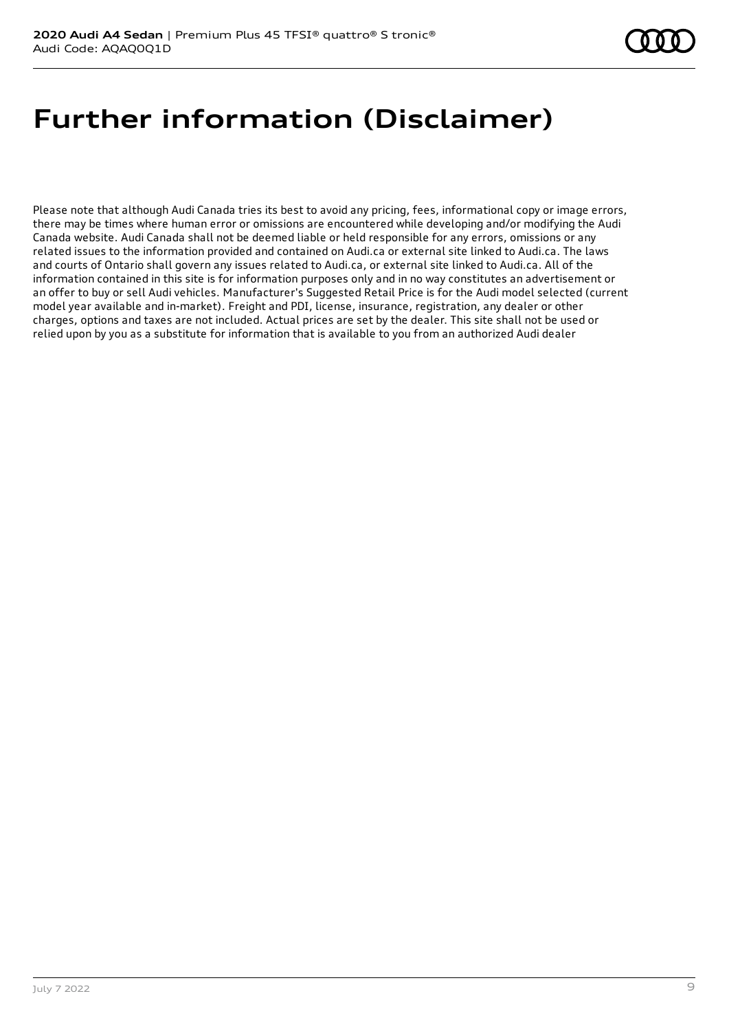# Further information (Disclaimer)

Please note that although Audi Canada tries its best to avoid any pricing, fees, informational copy or image errors, there may be times where human error or omissions are encountered while developing and/or modifying the Audi Canada website. Audi Canada shall not be deemed liable or held responsible for any errors, omissions or any related issues to the information provided and contained on Audi.ca or external site linked to Audi.ca. The laws and courts of Ontario shall govern any issues related to Audi.ca, or external site linked to Audi.ca. All of the information contained in this site is for information purposes only and in no way constitutes an advertisement or an offer to buy or sell Audi vehicles. Manufacturer's Suggested Retail Price is for the Audi model selected (current model year available and in-market). Freight and PDI, license, insurance, registration, any dealer or other charges, options and taxes are not included. Actual prices are set by the dealer. This site shall not be used or relied upon by you as a substitute for information that is available to you from an authorized Audi dealer